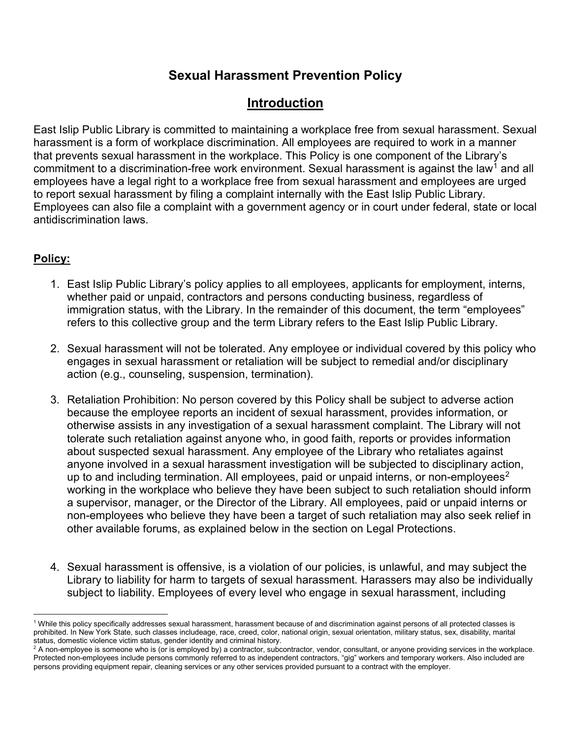# Sexual Harassment Prevention Policy

## Introduction

East Islip Public Library is committed to maintaining a workplace free from sexual harassment. Sexual harassment is a form of workplace discrimination. All employees are required to work in a manner that prevents sexual harassment in the workplace. This Policy is one component of the Library's commitment to a discrimination-free work environment. Sexual harassment is against the law[1] and all employees have a legal right to a workplace free from sexual harassment and employees are urged to report sexual harassment by filing a complaint internally with the East Islip Public Library. Employees can also file a complaint with a government agency or in court under federal, state or local antidiscrimination laws.

**Policy:**

1. East Islip Public Library's policy applies to all employees, applicants for employment, interns, whether paid or unpaid, contractors and persons conducting business, regardless of immigration status, with the Library. In the remainder of this document, the term "employees" refers to this collective group and the term Library refers to the East Islip Public Library.

2. Sexual harassment will not be tolerated. Any employee or individual covered by this policy who engages in sexual harassment or retaliation will be subject to remedial and/or disciplinary action (e.g., counseling, suspension, termination).

3. Retaliation Prohibition: No person covered by this Policy shall be subject to adverse action because the employee reports an incident of sexual harassment, provides information, or otherwise assists in any investigation of a sexual harassment complaint. The Library will not tolerate such retaliation against anyone who, in good faith, reports or provides information about suspected sexual harassment. Any employee of the Library who retaliates against anyone involved in a sexual harassment investigation will be subjected to disciplinary action, up to and including termination. All employees, paid or unpaid interns, or non-employees[2] working in the workplace who believe they have been subject to such retaliation should inform a supervisor, manager, or the Director of the Library. All employees, paid or unpaid interns or non-employees who believe they have been a target of such retaliation may also seek relief in other available forums, as explained below in the section on Legal Protections.

4. Sexual harassment is offensive, is a violation of our policies, is unlawful, and may subject the Library to liability for harm to targets of sexual harassment. Harassers may also be individually subject to liability. Employees of every level who engage in sexual harassment, including

---

[1] While this policy specifically addresses sexual harassment, harassment because of and discrimination against persons of all protected classes is prohibited. In New York State, such classes includeage, race, creed, color, national origin, sexual orientation, military status, sex, disability, marital status, domestic violence victim status, gender identity and criminal history.

[2] A non-employee is someone who is (or is employed by) a contractor, subcontractor, vendor, consultant, or anyone providing services in the workplace. Protected non-employees include persons commonly referred to as independent contractors, "gig" workers and temporary workers. Also included are persons providing equipment repair, cleaning services or any other services provided pursuant to a contract with the employer.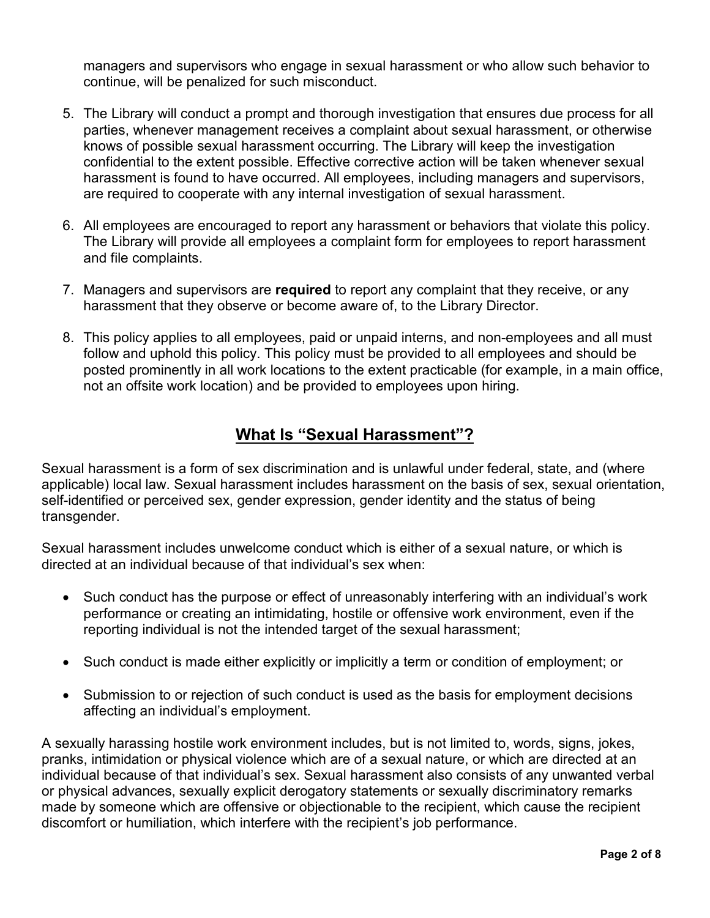managers and supervisors who engage in sexual harassment or who allow such behavior to continue, will be penalized for such misconduct.

5. The Library will conduct a prompt and thorough investigation that ensures due process for all parties, whenever management receives a complaint about sexual harassment, or otherwise knows of possible sexual harassment occurring. The Library will keep the investigation confidential to the extent possible. Effective corrective action will be taken whenever sexual harassment is found to have occurred. All employees, including managers and supervisors, are required to cooperate with any internal investigation of sexual harassment.

6. All employees are encouraged to report any harassment or behaviors that violate this policy. The Library will provide all employees a complaint form for employees to report harassment and file complaints.

7. Managers and supervisors are **required** to report any complaint that they receive, or any harassment that they observe or become aware of, to the Library Director.

8. This policy applies to all employees, paid or unpaid interns, and non-employees and all must follow and uphold this policy. This policy must be provided to all employees and should be posted prominently in all work locations to the extent practicable (for example, in a main office, not an offsite work location) and be provided to employees upon hiring.

## What Is "Sexual Harassment"?

Sexual harassment is a form of sex discrimination and is unlawful under federal, state, and (where applicable) local law. Sexual harassment includes harassment on the basis of sex, sexual orientation, self-identified or perceived sex, gender expression, gender identity and the status of being transgender.

Sexual harassment includes unwelcome conduct which is either of a sexual nature, or which is directed at an individual because of that individual's sex when:

- Such conduct has the purpose or effect of unreasonably interfering with an individual's work performance or creating an intimidating, hostile or offensive work environment, even if the reporting individual is not the intended target of the sexual harassment;
- Such conduct is made either explicitly or implicitly a term or condition of employment; or
- Submission to or rejection of such conduct is used as the basis for employment decisions affecting an individual's employment.

A sexually harassing hostile work environment includes, but is not limited to, words, signs, jokes, pranks, intimidation or physical violence which are of a sexual nature, or which are directed at an individual because of that individual's sex. Sexual harassment also consists of any unwanted verbal or physical advances, sexually explicit derogatory statements or sexually discriminatory remarks made by someone which are offensive or objectionable to the recipient, which cause the recipient discomfort or humiliation, which interfere with the recipient's job performance.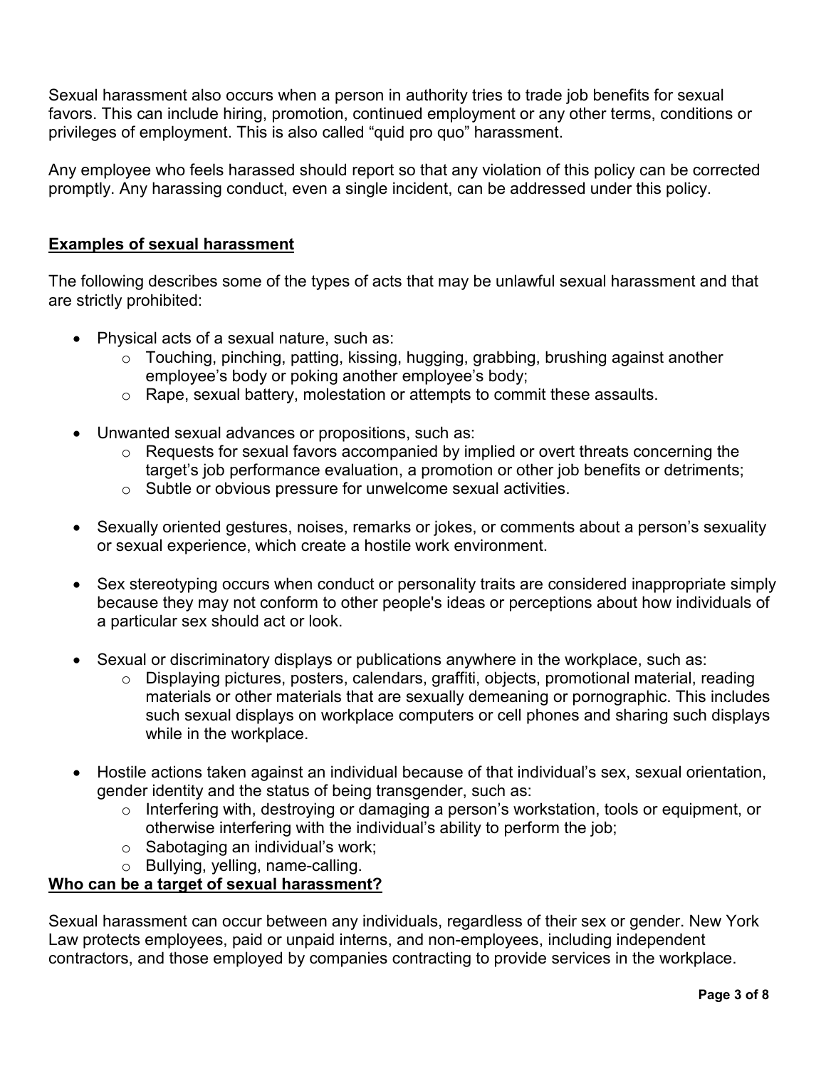Sexual harassment also occurs when a person in authority tries to trade job benefits for sexual favors. This can include hiring, promotion, continued employment or any other terms, conditions or privileges of employment. This is also called "quid pro quo" harassment.

Any employee who feels harassed should report so that any violation of this policy can be corrected promptly. Any harassing conduct, even a single incident, can be addressed under this policy.

## Examples of sexual harassment

The following describes some of the types of acts that may be unlawful sexual harassment and that are strictly prohibited:

- Physical acts of a sexual nature, such as:
  - Touching, pinching, patting, kissing, hugging, grabbing, brushing against another employee's body or poking another employee's body;
  - Rape, sexual battery, molestation or attempts to commit these assaults.
- Unwanted sexual advances or propositions, such as:
  - Requests for sexual favors accompanied by implied or overt threats concerning the target's job performance evaluation, a promotion or other job benefits or detriments;
  - Subtle or obvious pressure for unwelcome sexual activities.
- Sexually oriented gestures, noises, remarks or jokes, or comments about a person's sexuality or sexual experience, which create a hostile work environment.
- Sex stereotyping occurs when conduct or personality traits are considered inappropriate simply because they may not conform to other people's ideas or perceptions about how individuals of a particular sex should act or look.
- Sexual or discriminatory displays or publications anywhere in the workplace, such as:
  - Displaying pictures, posters, calendars, graffiti, objects, promotional material, reading materials or other materials that are sexually demeaning or pornographic. This includes such sexual displays on workplace computers or cell phones and sharing such displays while in the workplace.
- Hostile actions taken against an individual because of that individual's sex, sexual orientation, gender identity and the status of being transgender, such as:
  - Interfering with, destroying or damaging a person's workstation, tools or equipment, or otherwise interfering with the individual's ability to perform the job;
  - Sabotaging an individual's work;
  - Bullying, yelling, name-calling.

## Who can be a target of sexual harassment?

Sexual harassment can occur between any individuals, regardless of their sex or gender. New York Law protects employees, paid or unpaid interns, and non-employees, including independent contractors, and those employed by companies contracting to provide services in the workplace.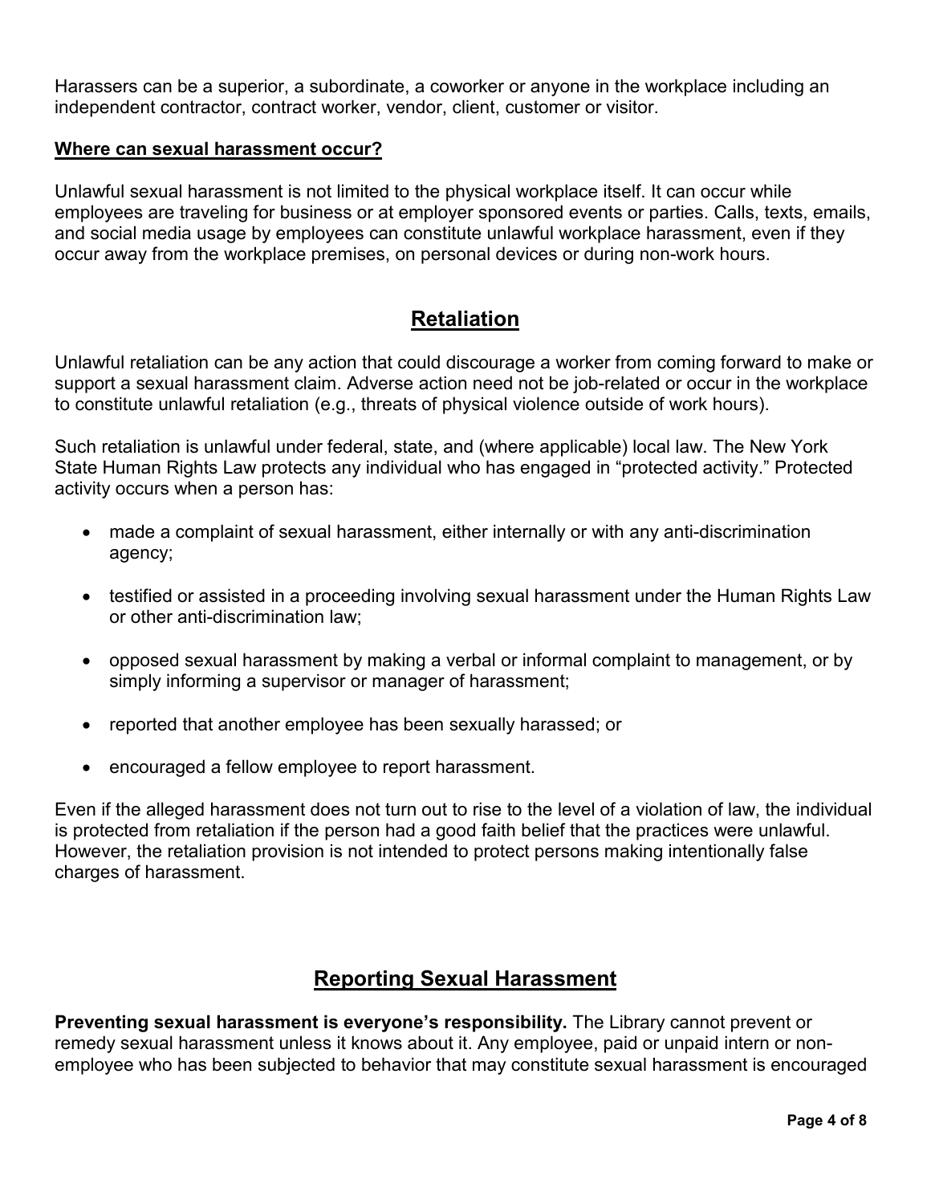Harassers can be a superior, a subordinate, a coworker or anyone in the workplace including an independent contractor, contract worker, vendor, client, customer or visitor.

### Where can sexual harassment occur?

Unlawful sexual harassment is not limited to the physical workplace itself. It can occur while employees are traveling for business or at employer sponsored events or parties. Calls, texts, emails, and social media usage by employees can constitute unlawful workplace harassment, even if they occur away from the workplace premises, on personal devices or during non-work hours.

## Retaliation

Unlawful retaliation can be any action that could discourage a worker from coming forward to make or support a sexual harassment claim. Adverse action need not be job-related or occur in the workplace to constitute unlawful retaliation (e.g., threats of physical violence outside of work hours).

Such retaliation is unlawful under federal, state, and (where applicable) local law. The New York State Human Rights Law protects any individual who has engaged in "protected activity." Protected activity occurs when a person has:

- made a complaint of sexual harassment, either internally or with any anti-discrimination agency;
- testified or assisted in a proceeding involving sexual harassment under the Human Rights Law or other anti-discrimination law;
- opposed sexual harassment by making a verbal or informal complaint to management, or by simply informing a supervisor or manager of harassment;
- reported that another employee has been sexually harassed; or
- encouraged a fellow employee to report harassment.

Even if the alleged harassment does not turn out to rise to the level of a violation of law, the individual is protected from retaliation if the person had a good faith belief that the practices were unlawful. However, the retaliation provision is not intended to protect persons making intentionally false charges of harassment.

## Reporting Sexual Harassment

**Preventing sexual harassment is everyone's responsibility.** The Library cannot prevent or remedy sexual harassment unless it knows about it. Any employee, paid or unpaid intern or non-employee who has been subjected to behavior that may constitute sexual harassment is encouraged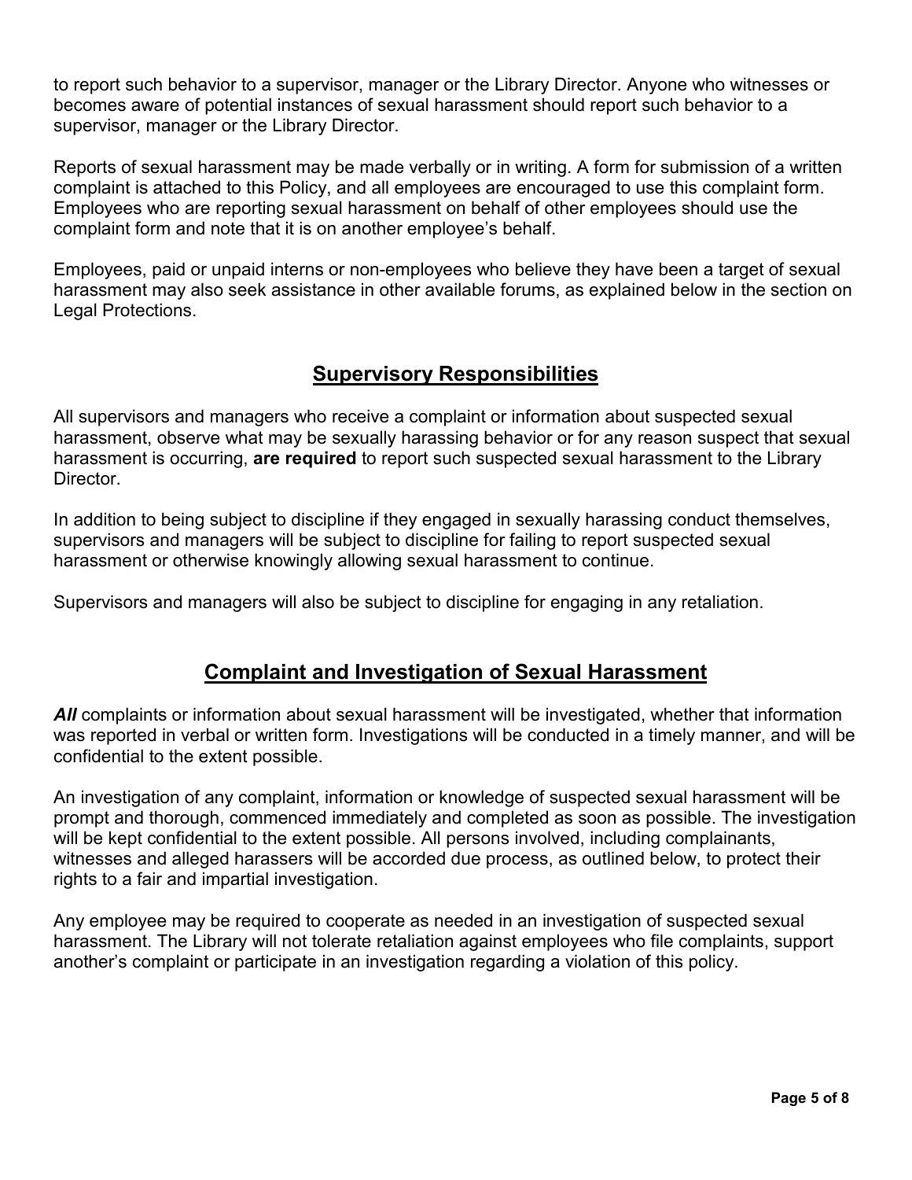to report such behavior to a supervisor, manager or the Library Director. Anyone who witnesses or becomes aware of potential instances of sexual harassment should report such behavior to a supervisor, manager or the Library Director.

Reports of sexual harassment may be made verbally or in writing. A form for submission of a written complaint is attached to this Policy, and all employees are encouraged to use this complaint form. Employees who are reporting sexual harassment on behalf of other employees should use the complaint form and note that it is on another employee's behalf.

Employees, paid or unpaid interns or non-employees who believe they have been a target of sexual harassment may also seek assistance in other available forums, as explained below in the section on Legal Protections.

## Supervisory Responsibilities

All supervisors and managers who receive a complaint or information about suspected sexual harassment, observe what may be sexually harassing behavior or for any reason suspect that sexual harassment is occurring, **are required** to report such suspected sexual harassment to the Library Director.

In addition to being subject to discipline if they engaged in sexually harassing conduct themselves, supervisors and managers will be subject to discipline for failing to report suspected sexual harassment or otherwise knowingly allowing sexual harassment to continue.

Supervisors and managers will also be subject to discipline for engaging in any retaliation.

## Complaint and Investigation of Sexual Harassment

***All*** complaints or information about sexual harassment will be investigated, whether that information was reported in verbal or written form. Investigations will be conducted in a timely manner, and will be confidential to the extent possible.

An investigation of any complaint, information or knowledge of suspected sexual harassment will be prompt and thorough, commenced immediately and completed as soon as possible. The investigation will be kept confidential to the extent possible. All persons involved, including complainants, witnesses and alleged harassers will be accorded due process, as outlined below, to protect their rights to a fair and impartial investigation.

Any employee may be required to cooperate as needed in an investigation of suspected sexual harassment. The Library will not tolerate retaliation against employees who file complaints, support another's complaint or participate in an investigation regarding a violation of this policy.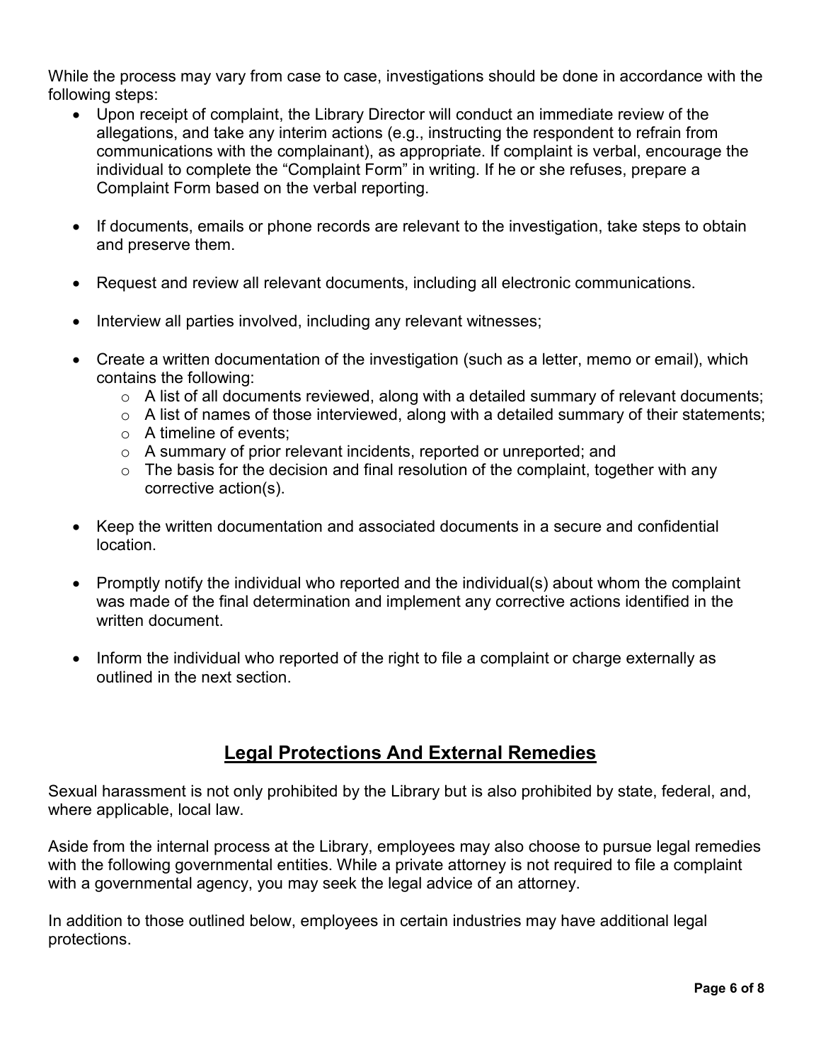While the process may vary from case to case, investigations should be done in accordance with the following steps:

- Upon receipt of complaint, the Library Director will conduct an immediate review of the allegations, and take any interim actions (e.g., instructing the respondent to refrain from communications with the complainant), as appropriate. If complaint is verbal, encourage the individual to complete the "Complaint Form" in writing. If he or she refuses, prepare a Complaint Form based on the verbal reporting.

- If documents, emails or phone records are relevant to the investigation, take steps to obtain and preserve them.

- Request and review all relevant documents, including all electronic communications.

- Interview all parties involved, including any relevant witnesses;

- Create a written documentation of the investigation (such as a letter, memo or email), which contains the following:
  - A list of all documents reviewed, along with a detailed summary of relevant documents;
  - A list of names of those interviewed, along with a detailed summary of their statements;
  - A timeline of events;
  - A summary of prior relevant incidents, reported or unreported; and
  - The basis for the decision and final resolution of the complaint, together with any corrective action(s).

- Keep the written documentation and associated documents in a secure and confidential location.

- Promptly notify the individual who reported and the individual(s) about whom the complaint was made of the final determination and implement any corrective actions identified in the written document.

- Inform the individual who reported of the right to file a complaint or charge externally as outlined in the next section.

## Legal Protections And External Remedies

Sexual harassment is not only prohibited by the Library but is also prohibited by state, federal, and, where applicable, local law.

Aside from the internal process at the Library, employees may also choose to pursue legal remedies with the following governmental entities. While a private attorney is not required to file a complaint with a governmental agency, you may seek the legal advice of an attorney.

In addition to those outlined below, employees in certain industries may have additional legal protections.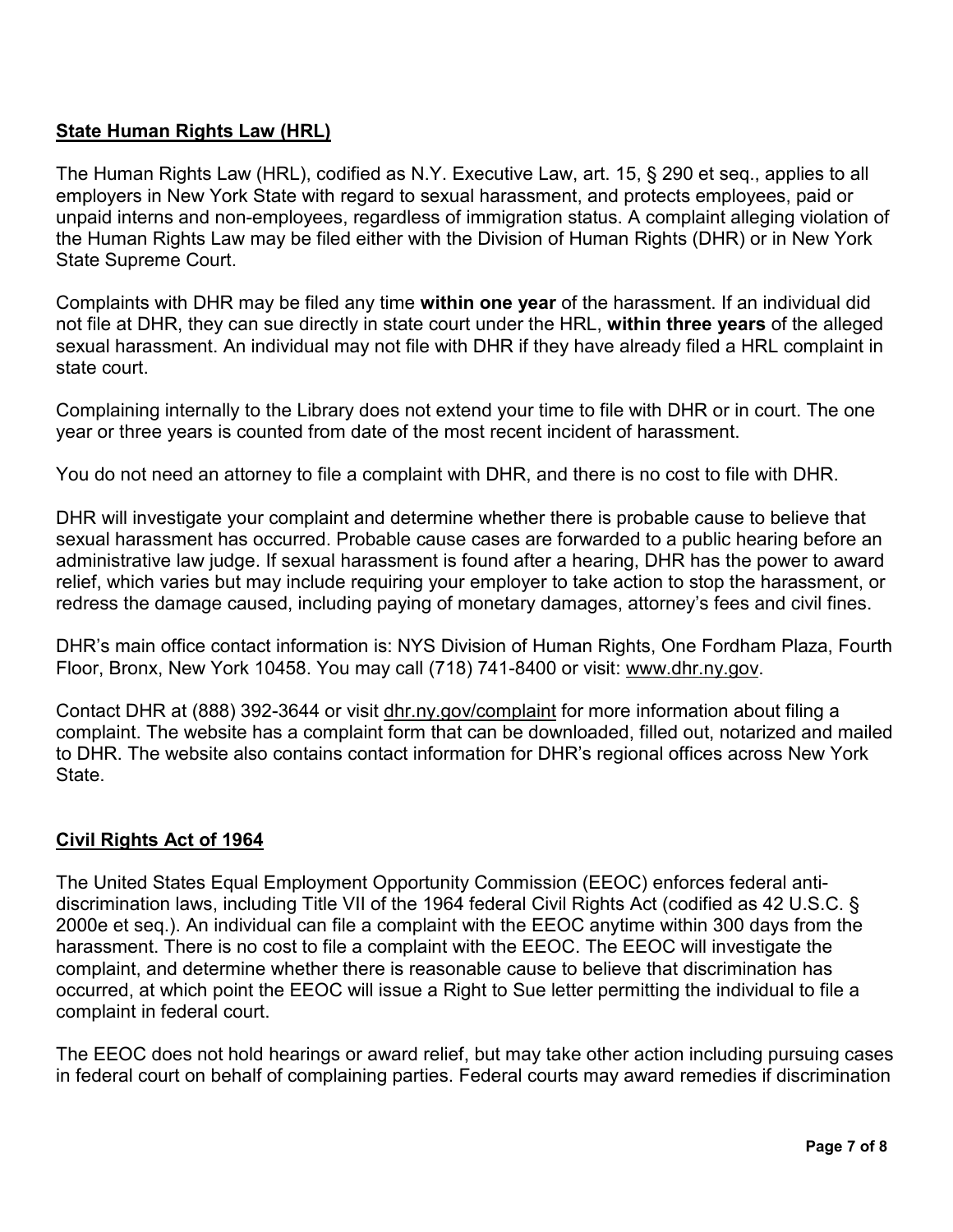## State Human Rights Law (HRL)

The Human Rights Law (HRL), codified as N.Y. Executive Law, art. 15, § 290 et seq., applies to all employers in New York State with regard to sexual harassment, and protects employees, paid or unpaid interns and non-employees, regardless of immigration status. A complaint alleging violation of the Human Rights Law may be filed either with the Division of Human Rights (DHR) or in New York State Supreme Court.

Complaints with DHR may be filed any time **within one year** of the harassment. If an individual did not file at DHR, they can sue directly in state court under the HRL, **within three years** of the alleged sexual harassment. An individual may not file with DHR if they have already filed a HRL complaint in state court.

Complaining internally to the Library does not extend your time to file with DHR or in court. The one year or three years is counted from date of the most recent incident of harassment.

You do not need an attorney to file a complaint with DHR, and there is no cost to file with DHR.

DHR will investigate your complaint and determine whether there is probable cause to believe that sexual harassment has occurred. Probable cause cases are forwarded to a public hearing before an administrative law judge. If sexual harassment is found after a hearing, DHR has the power to award relief, which varies but may include requiring your employer to take action to stop the harassment, or redress the damage caused, including paying of monetary damages, attorney's fees and civil fines.

DHR's main office contact information is: NYS Division of Human Rights, One Fordham Plaza, Fourth Floor, Bronx, New York 10458. You may call (718) 741-8400 or visit: www.dhr.ny.gov.

Contact DHR at (888) 392-3644 or visit dhr.ny.gov/complaint for more information about filing a complaint. The website has a complaint form that can be downloaded, filled out, notarized and mailed to DHR. The website also contains contact information for DHR's regional offices across New York State.

## Civil Rights Act of 1964

The United States Equal Employment Opportunity Commission (EEOC) enforces federal anti-discrimination laws, including Title VII of the 1964 federal Civil Rights Act (codified as 42 U.S.C. § 2000e et seq.). An individual can file a complaint with the EEOC anytime within 300 days from the harassment. There is no cost to file a complaint with the EEOC. The EEOC will investigate the complaint, and determine whether there is reasonable cause to believe that discrimination has occurred, at which point the EEOC will issue a Right to Sue letter permitting the individual to file a complaint in federal court.

The EEOC does not hold hearings or award relief, but may take other action including pursuing cases in federal court on behalf of complaining parties. Federal courts may award remedies if discrimination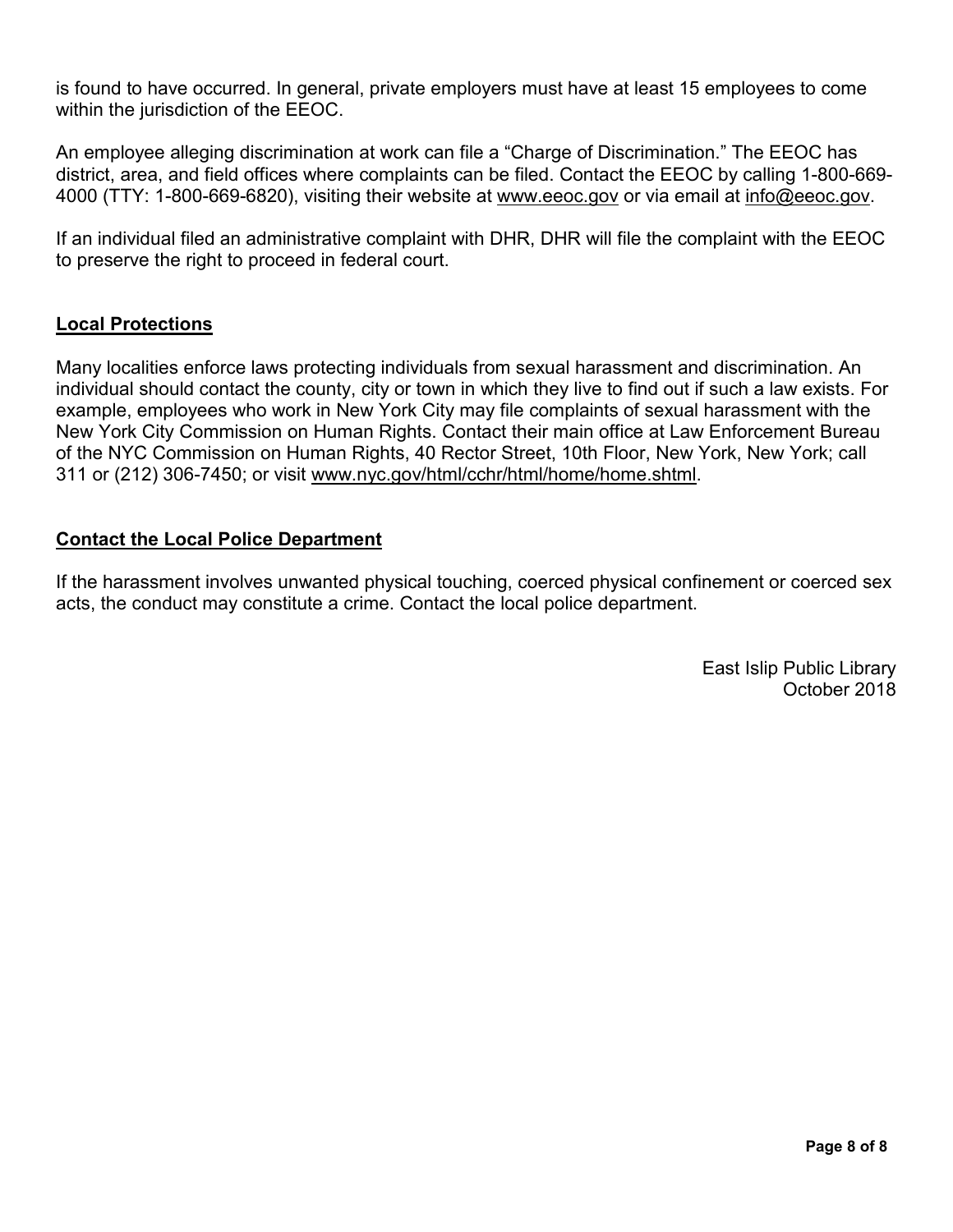is found to have occurred. In general, private employers must have at least 15 employees to come within the jurisdiction of the EEOC.

An employee alleging discrimination at work can file a "Charge of Discrimination." The EEOC has district, area, and field offices where complaints can be filed. Contact the EEOC by calling 1-800-669-4000 (TTY: 1-800-669-6820), visiting their website at www.eeoc.gov or via email at info@eeoc.gov.

If an individual filed an administrative complaint with DHR, DHR will file the complaint with the EEOC to preserve the right to proceed in federal court.

## Local Protections

Many localities enforce laws protecting individuals from sexual harassment and discrimination. An individual should contact the county, city or town in which they live to find out if such a law exists. For example, employees who work in New York City may file complaints of sexual harassment with the New York City Commission on Human Rights. Contact their main office at Law Enforcement Bureau of the NYC Commission on Human Rights, 40 Rector Street, 10th Floor, New York, New York; call 311 or (212) 306-7450; or visit www.nyc.gov/html/cchr/html/home/home.shtml.

## Contact the Local Police Department

If the harassment involves unwanted physical touching, coerced physical confinement or coerced sex acts, the conduct may constitute a crime. Contact the local police department.

East Islip Public Library
October 2018